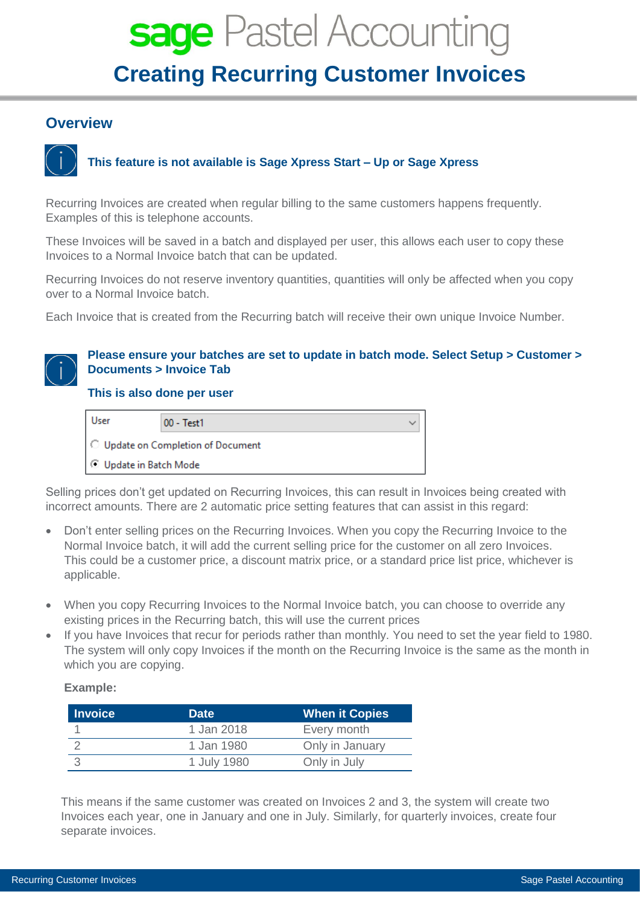# sage Pastel Accounting

# Creating Recurring Customer Invoices

## Overview

**This feature is not available is Sage Xpress Start – Up or Sage Xpress**

Recurring Invoices are created when regular billing to the same customers happens frequently. Examples of this is telephone accounts.

These Invoices will be saved in a batch and displayed per user, this allows each user to copy these Invoices to a Normal Invoice batch that can be updated.

Recurring Invoices do not reserve inventory quantities, quantities will only be affected when you copy over to a Normal Invoice batch.

Each Invoice that is created from the Recurring batch will receive their own unique Invoice Number.

**Please ensure your batches are set to update in batch mode. Select Setup > Customer > Documents > Invoice Tab**

**This is also done per user**

User: 00 - Test1
- ○ Update on Completion of Document
- ◉ Update in Batch Mode

Selling prices don't get updated on Recurring Invoices, this can result in Invoices being created with incorrect amounts. There are 2 automatic price setting features that can assist in this regard:

- Don't enter selling prices on the Recurring Invoices. When you copy the Recurring Invoice to the Normal Invoice batch, it will add the current selling price for the customer on all zero Invoices. This could be a customer price, a discount matrix price, or a standard price list price, whichever is applicable.

- When you copy Recurring Invoices to the Normal Invoice batch, you can choose to override any existing prices in the Recurring batch, this will use the current prices
- If you have Invoices that recur for periods rather than monthly. You need to set the year field to 1980. The system will only copy Invoices if the month on the Recurring Invoice is the same as the month in which you are copying.

**Example:**

| Invoice | Date | When it Copies |
|---|---|---|
| 1 | 1 Jan 2018 | Every month |
| 2 | 1 Jan 1980 | Only in January |
| 3 | 1 July 1980 | Only in July |

This means if the same customer was created on Invoices 2 and 3, the system will create two Invoices each year, one in January and one in July. Similarly, for quarterly invoices, create four separate invoices.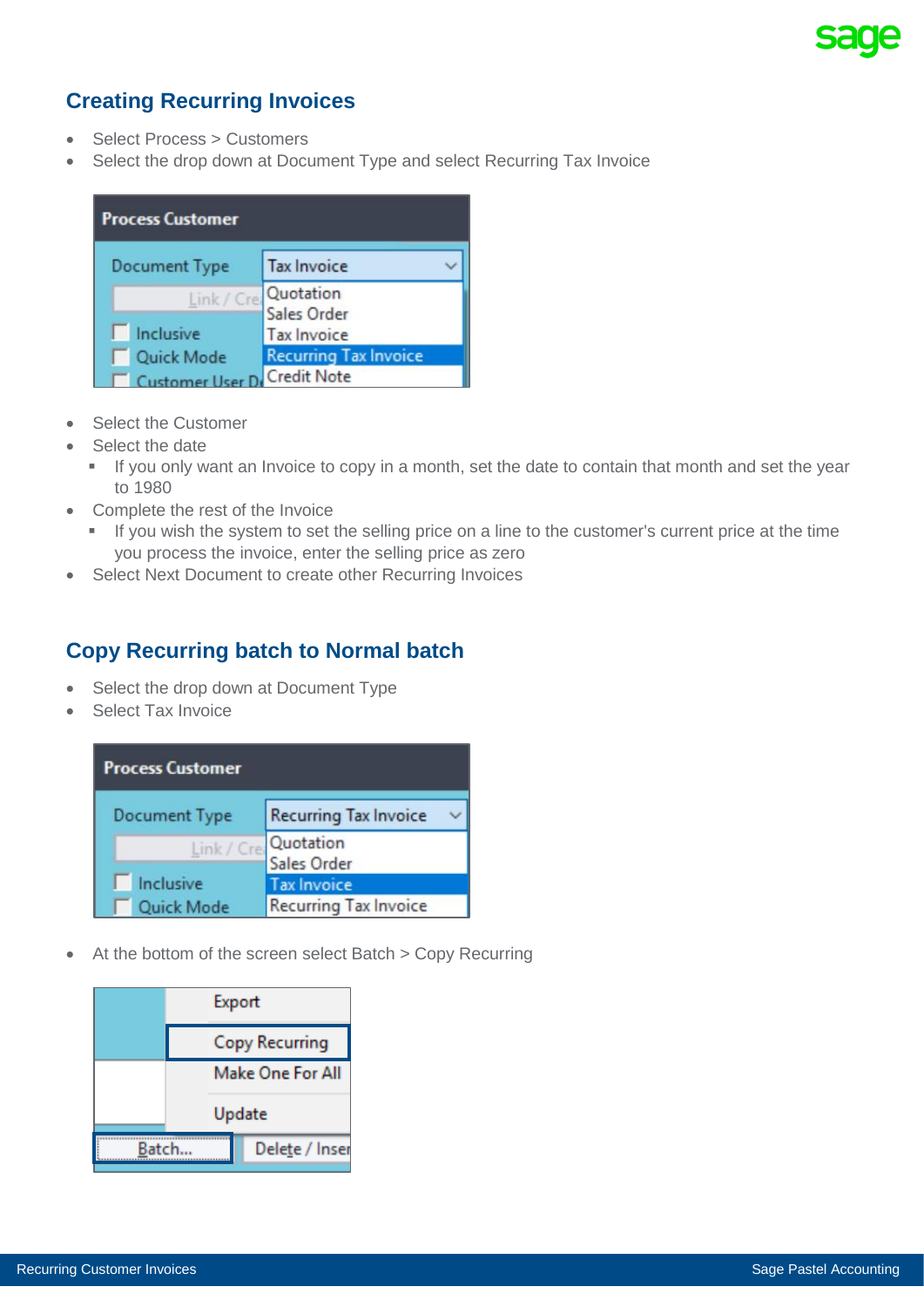## Creating Recurring Invoices

- Select Process > Customers
- Select the drop down at Document Type and select Recurring Tax Invoice

- Select the Customer
- Select the date
  - If you only want an Invoice to copy in a month, set the date to contain that month and set the year to 1980
- Complete the rest of the Invoice
  - If you wish the system to set the selling price on a line to the customer's current price at the time you process the invoice, enter the selling price as zero
- Select Next Document to create other Recurring Invoices

## Copy Recurring batch to Normal batch

- Select the drop down at Document Type
- Select Tax Invoice

- At the bottom of the screen select Batch > Copy Recurring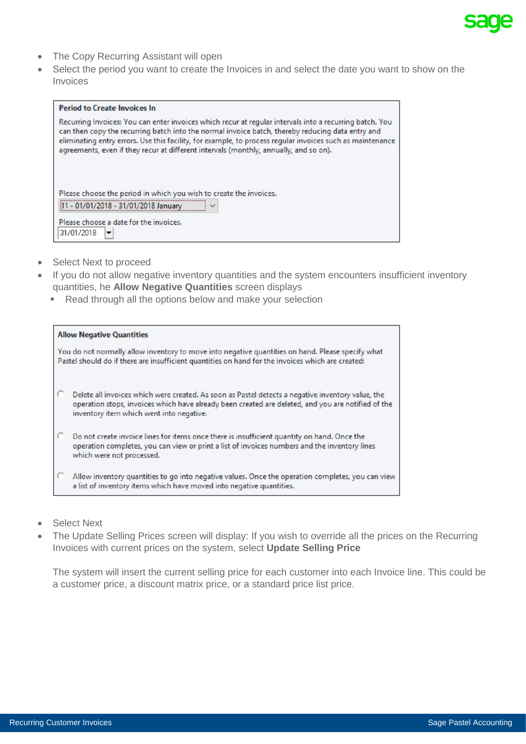- The Copy Recurring Assistant will open
- Select the period you want to create the Invoices in and select the date you want to show on the Invoices

**Period to Create Invoices In**

Recurring Invoices: You can enter invoices which recur at regular intervals into a recurring batch. You can then copy the recurring batch into the normal invoice batch, thereby reducing data entry and eliminating entry errors. Use this facility, for example, to process regular invoices such as maintenance agreements, even if they recur at different intervals (monthly, annually, and so on).

Please choose the period in which you wish to create the invoices.

11 - 01/01/2018 - 31/01/2018 January

Please choose a date for the invoices.

31/01/2018

- Select Next to proceed
- If you do not allow negative inventory quantities and the system encounters insufficient inventory quantities, he **Allow Negative Quantities** screen displays
  - Read through all the options below and make your selection

**Allow Negative Quantities**

You do not normally allow inventory to move into negative quantities on hand. Please specify what Pastel should do if there are insufficient quantities on hand for the invoices which are created:

- Delete all invoices which were created. As soon as Pastel detects a negative inventory value, the operation stops, invoices which have already been created are deleted, and you are notified of the inventory item which went into negative.
- Do not create invoice lines for items once there is insufficient quantity on hand. Once the operation completes, you can view or print a list of invoices numbers and the inventory lines which were not processed.
- Allow inventory quantities to go into negative values. Once the operation completes, you can view a list of inventory items which have moved into negative quantities.

- Select Next
- The Update Selling Prices screen will display: If you wish to override all the prices on the Recurring Invoices with current prices on the system, select **Update Selling Price**

  The system will insert the current selling price for each customer into each Invoice line. This could be a customer price, a discount matrix price, or a standard price list price.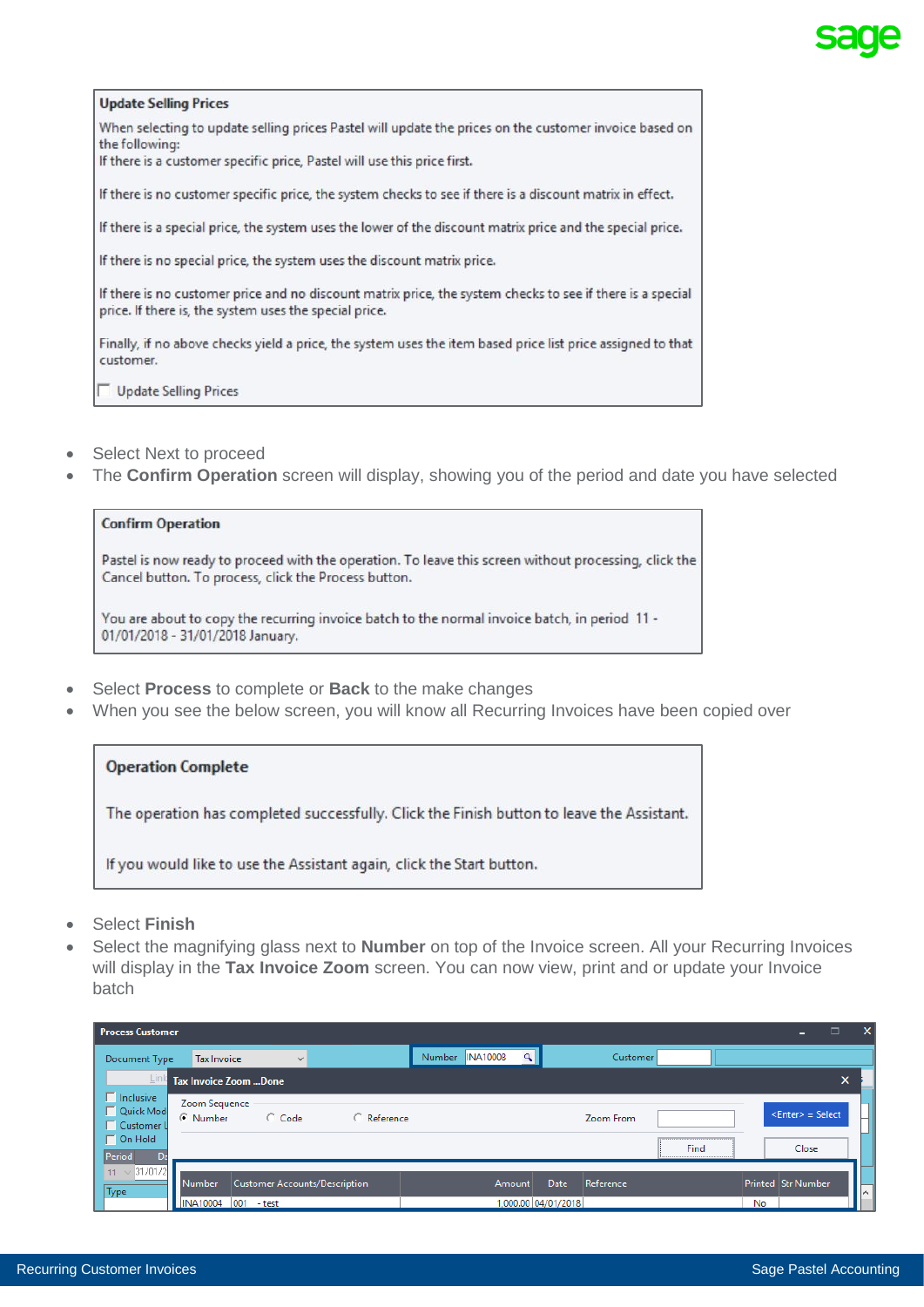**Update Selling Prices**

When selecting to update selling prices Pastel will update the prices on the customer invoice based on the following:
If there is a customer specific price, Pastel will use this price first.

If there is no customer specific price, the system checks to see if there is a discount matrix in effect.

If there is a special price, the system uses the lower of the discount matrix price and the special price.

If there is no special price, the system uses the discount matrix price.

If there is no customer price and no discount matrix price, the system checks to see if there is a special price. If there is, the system uses the special price.

Finally, if no above checks yield a price, the system uses the item based price list price assigned to that customer.

☐ Update Selling Prices

- Select Next to proceed
- The **Confirm Operation** screen will display, showing you of the period and date you have selected

**Confirm Operation**

Pastel is now ready to proceed with the operation. To leave this screen without processing, click the Cancel button. To process, click the Process button.

You are about to copy the recurring invoice batch to the normal invoice batch, in period 11 - 01/01/2018 - 31/01/2018 January.

- Select **Process** to complete or **Back** to the make changes
- When you see the below screen, you will know all Recurring Invoices have been copied over

**Operation Complete**

The operation has completed successfully. Click the Finish button to leave the Assistant.

If you would like to use the Assistant again, click the Start button.

- Select **Finish**
- Select the magnifying glass next to **Number** on top of the Invoice screen. All your Recurring Invoices will display in the **Tax Invoice Zoom** screen. You can now view, print and or update your Invoice batch

**Process Customer**

Document Type: Tax Invoice | Number: INA10008 | Customer

**Tax Invoice Zoom ...Done**

Zoom Sequence: ◉ Number ○ Code ○ Reference | Zoom From | Find | <Enter> = Select | Close

| Number | Customer Accounts/Description | Amount | Date | Reference | Printed | Str Number |
|---|---|---|---|---|---|---|
| INA10004 | 001 - test | 1,000.00 | 04/01/2018 | | No | |